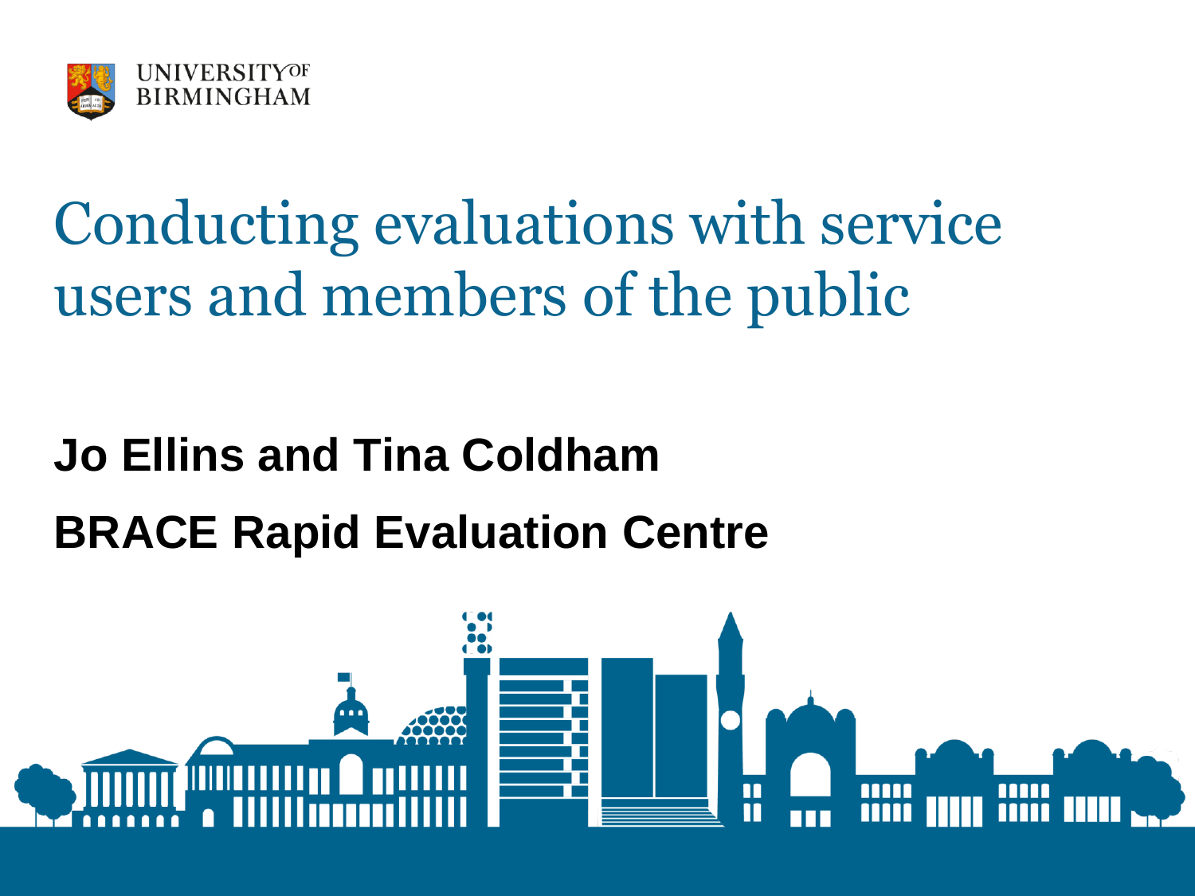UNIVERSITY OF BIRMINGHAM

# Conducting evaluations with service users and members of the public

**Jo Ellins and Tina Coldham**

**BRACE Rapid Evaluation Centre**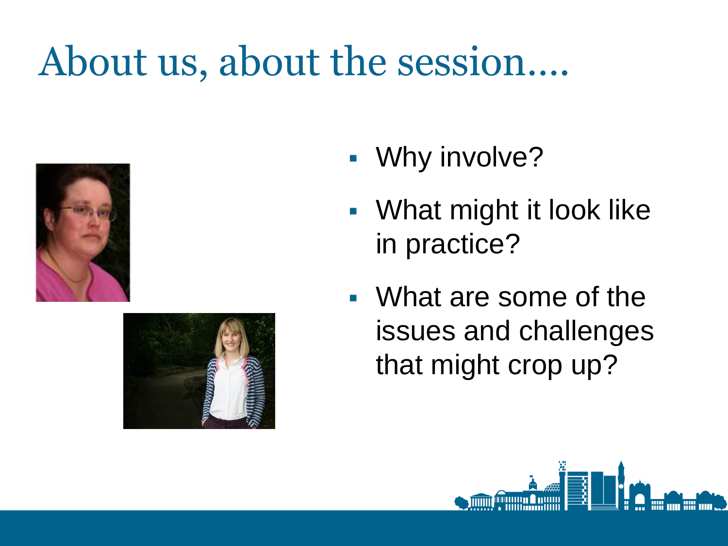# About us, about the session....

- Why involve?
- What might it look like in practice?
- What are some of the issues and challenges that might crop up?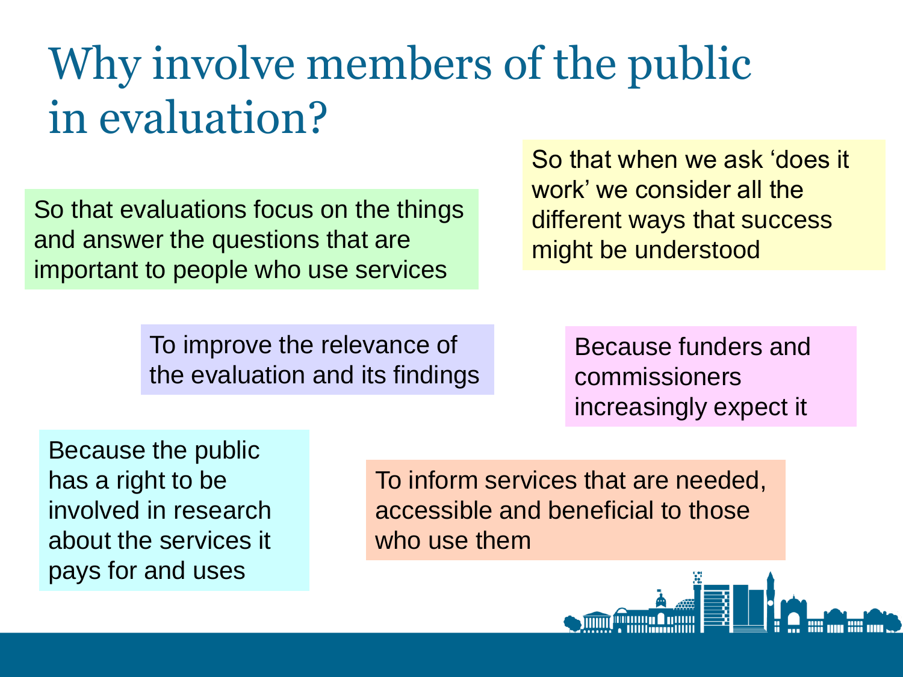# Why involve members of the public in evaluation?

So that evaluations focus on the things and answer the questions that are important to people who use services

So that when we ask 'does it work' we consider all the different ways that success might be understood

To improve the relevance of the evaluation and its findings

Because funders and commissioners increasingly expect it

Because the public has a right to be involved in research about the services it pays for and uses

To inform services that are needed, accessible and beneficial to those who use them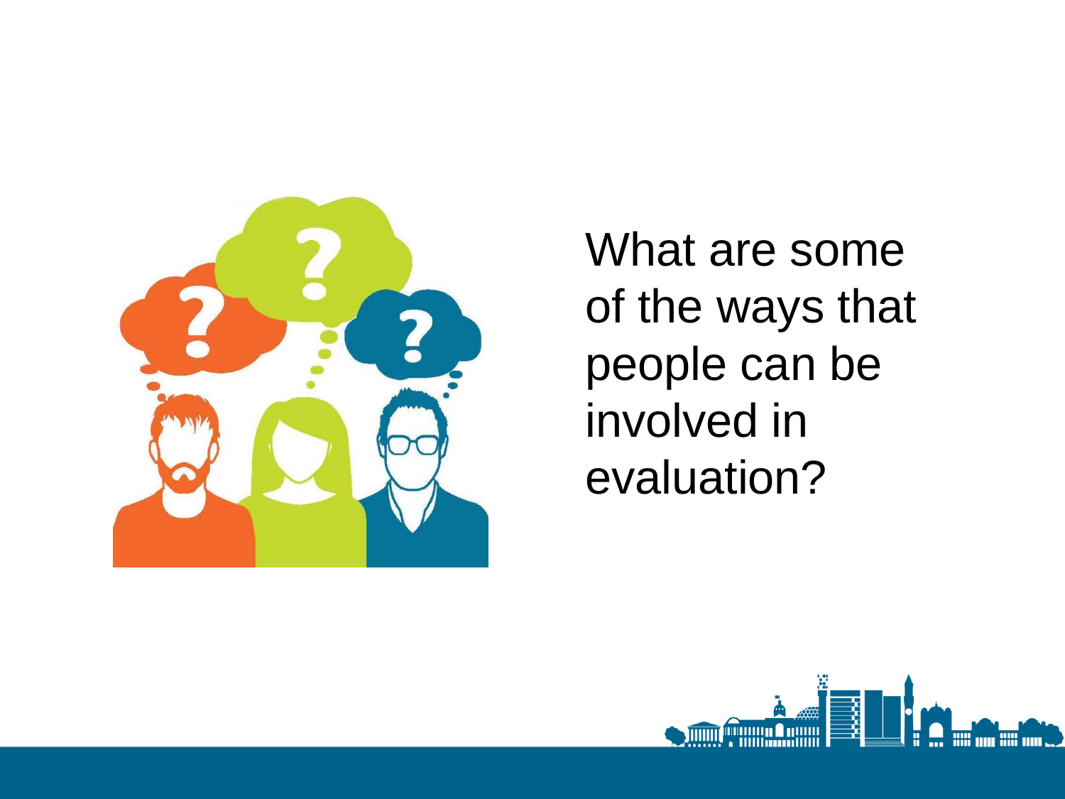What are some of the ways that people can be involved in evaluation?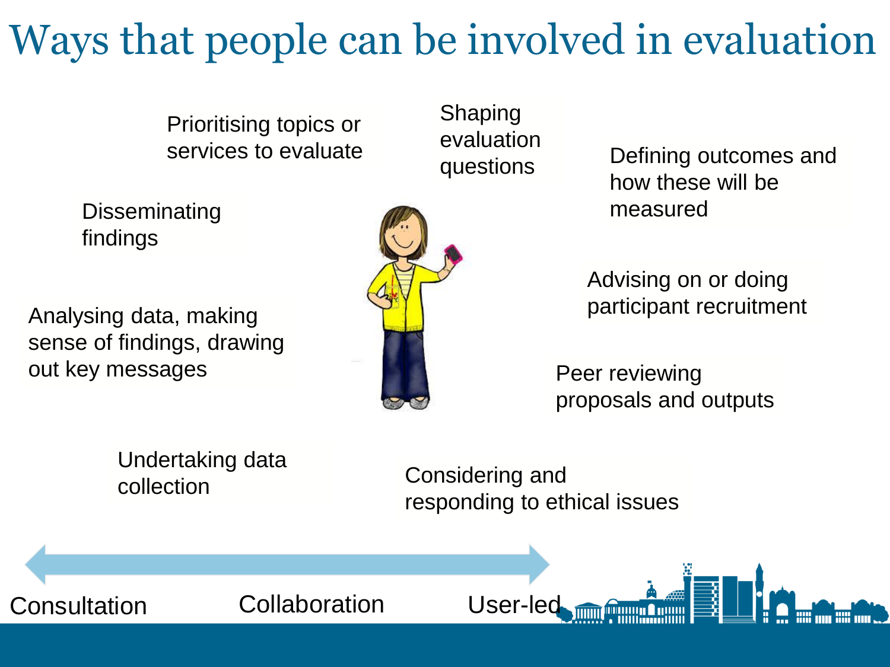# Ways that people can be involved in evaluation

- Prioritising topics or services to evaluate
- Shaping evaluation questions
- Defining outcomes and how these will be measured
- Disseminating findings
- Advising on or doing participant recruitment
- Analysing data, making sense of findings, drawing out key messages
- Peer reviewing proposals and outputs
- Undertaking data collection
- Considering and responding to ethical issues

Consultation ↔ Collaboration ↔ User-led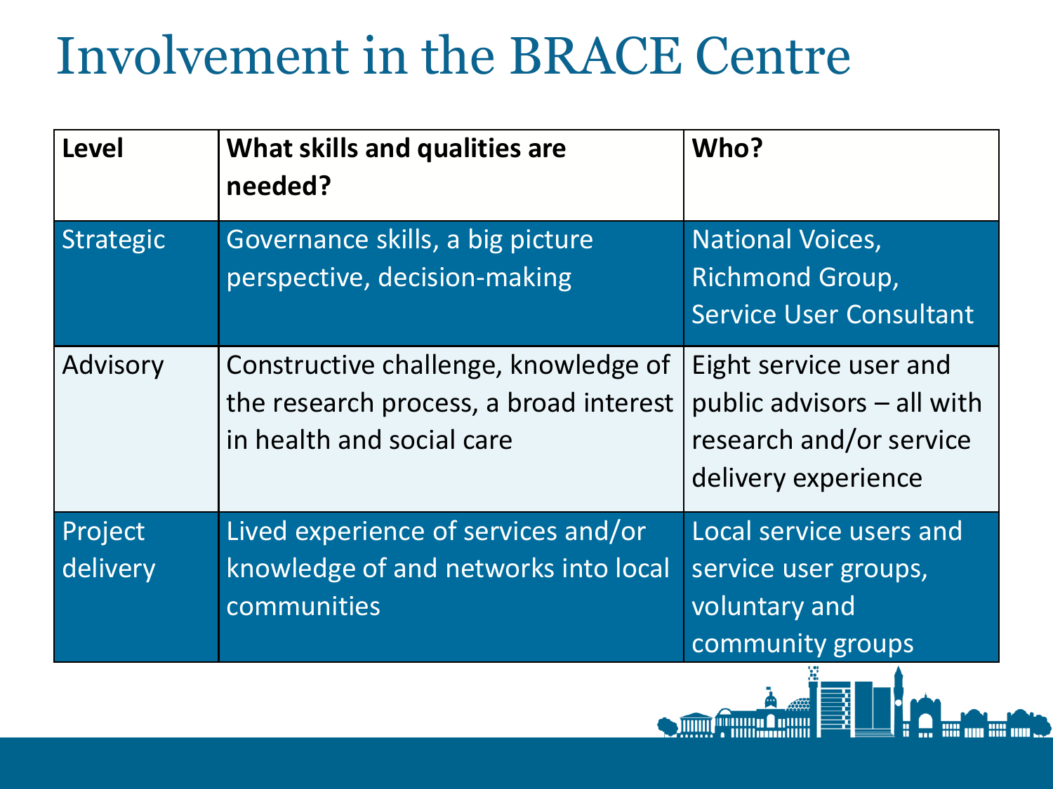# Involvement in the BRACE Centre

| Level | What skills and qualities are needed? | Who? |
|---|---|---|
| Strategic | Governance skills, a big picture perspective, decision-making | National Voices, Richmond Group, Service User Consultant |
| Advisory | Constructive challenge, knowledge of the research process, a broad interest in health and social care | Eight service user and public advisors – all with research and/or service delivery experience |
| Project delivery | Lived experience of services and/or knowledge of and networks into local communities | Local service users and service user groups, voluntary and community groups |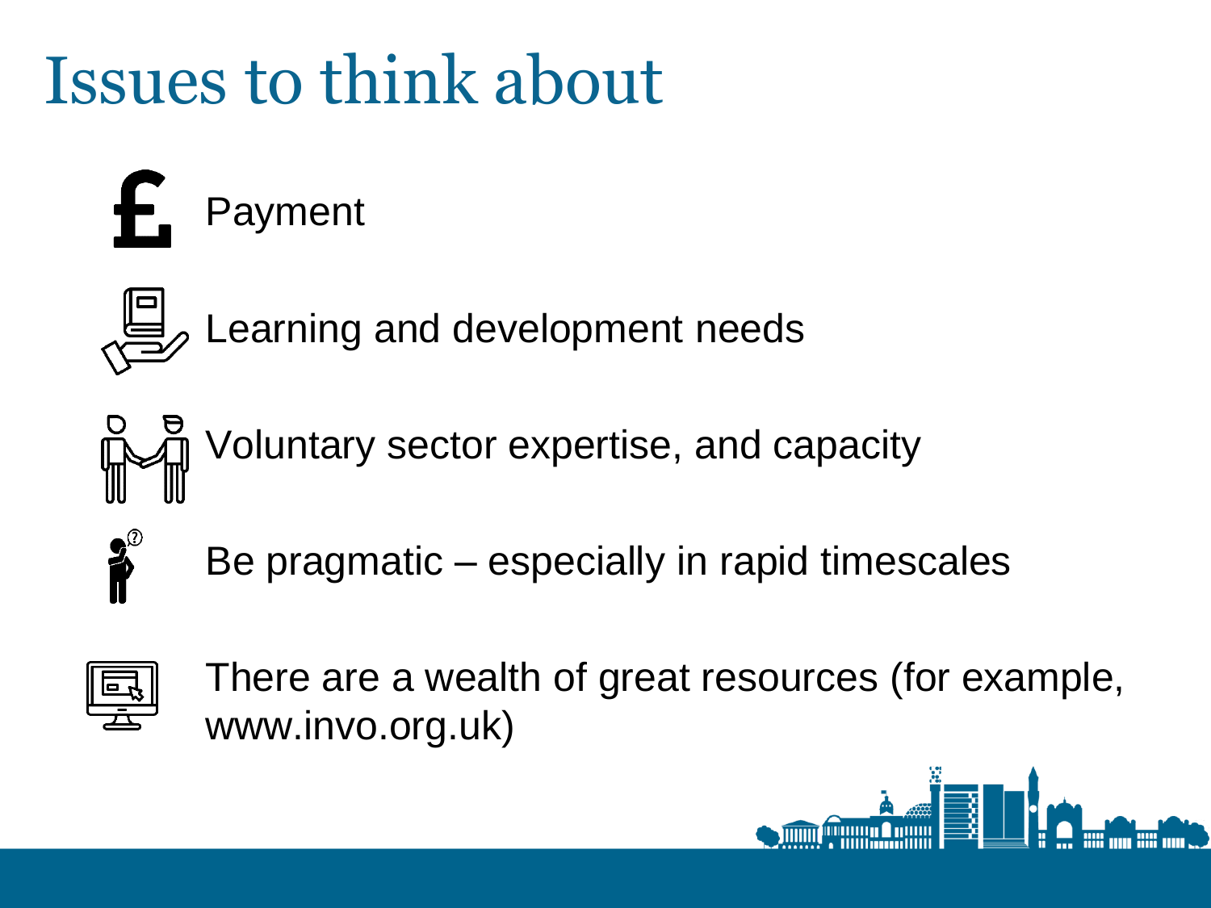# Issues to think about

- Payment
- Learning and development needs
- Voluntary sector expertise, and capacity
- Be pragmatic – especially in rapid timescales
- There are a wealth of great resources (for example, www.invo.org.uk)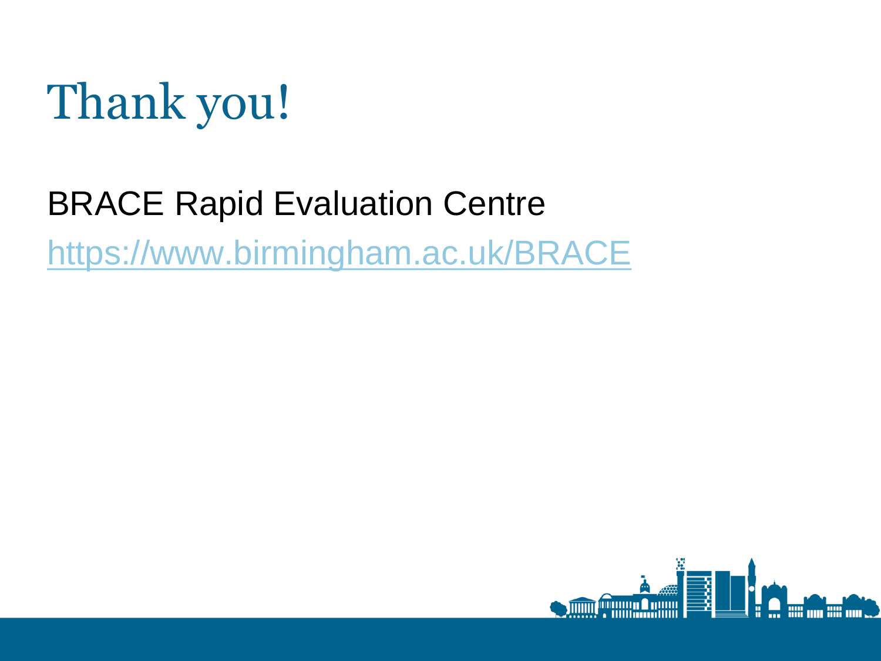# Thank you!

BRACE Rapid Evaluation Centre

https://www.birmingham.ac.uk/BRACE